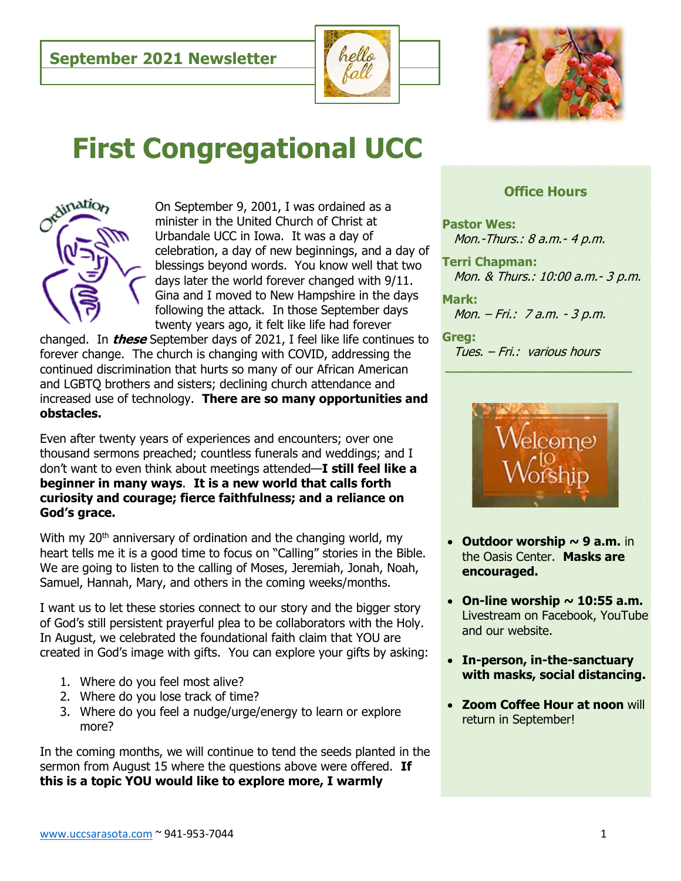## September 2021 Newsletter

# First Congregational UCC

On September 9, 2001, I was ordained as a minister in the United Church of Christ at Urbandale UCC in Iowa. It was a day of celebration, a day of new beginnings, and a day of blessings beyond words. You know well that two days later the world forever changed with 9/11. Gina and I moved to New Hampshire in the days following the attack. In those September days twenty years ago, it felt like life had forever changed. In ***these*** September days of 2021, I feel like life continues to forever change. The church is changing with COVID, addressing the continued discrimination that hurts so many of our African American and LGBTQ brothers and sisters; declining church attendance and increased use of technology. **There are so many opportunities and obstacles.**

Even after twenty years of experiences and encounters; over one thousand sermons preached; countless funerals and weddings; and I don't want to even think about meetings attended—**I still feel like a beginner in many ways**. **It is a new world that calls forth curiosity and courage; fierce faithfulness; and a reliance on God's grace.**

With my 20th anniversary of ordination and the changing world, my heart tells me it is a good time to focus on "Calling" stories in the Bible. We are going to listen to the calling of Moses, Jeremiah, Jonah, Noah, Samuel, Hannah, Mary, and others in the coming weeks/months.

I want us to let these stories connect to our story and the bigger story of God's still persistent prayerful plea to be collaborators with the Holy. In August, we celebrated the foundational faith claim that YOU are created in God's image with gifts. You can explore your gifts by asking:

1. Where do you feel most alive?
2. Where do you lose track of time?
3. Where do you feel a nudge/urge/energy to learn or explore more?

In the coming months, we will continue to tend the seeds planted in the sermon from August 15 where the questions above were offered. **If this is a topic YOU would like to explore more, I warmly**

### Office Hours

**Pastor Wes:**
*Mon.-Thurs.: 8 a.m.- 4 p.m.*

**Terri Chapman:**
*Mon. & Thurs.: 10:00 a.m.- 3 p.m.*

**Mark:**
*Mon. – Fri.: 7 a.m. - 3 p.m.*

**Greg:**
*Tues. – Fri.: various hours*

- **Outdoor worship ~ 9 a.m.** in the Oasis Center. **Masks are encouraged.**
- **On-line worship ~ 10:55 a.m.** Livestream on Facebook, YouTube and our website.
- **In-person, in-the-sanctuary with masks, social distancing.**
- **Zoom Coffee Hour at noon** will return in September!

www.uccsarasota.com ~ 941-953-7044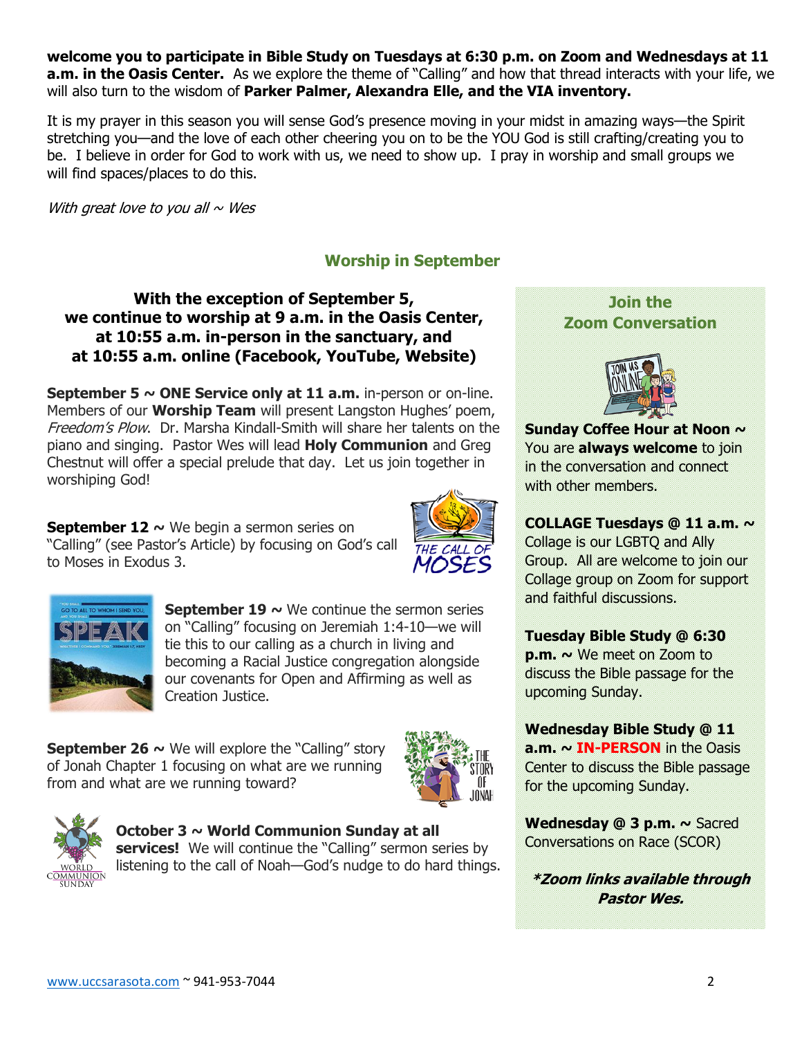**welcome you to participate in Bible Study on Tuesdays at 6:30 p.m. on Zoom and Wednesdays at 11 a.m. in the Oasis Center.** As we explore the theme of "Calling" and how that thread interacts with your life, we will also turn to the wisdom of **Parker Palmer, Alexandra Elle, and the VIA inventory.**

It is my prayer in this season you will sense God's presence moving in your midst in amazing ways—the Spirit stretching you—and the love of each other cheering you on to be the YOU God is still crafting/creating you to be. I believe in order for God to work with us, we need to show up. I pray in worship and small groups we will find spaces/places to do this.

*With great love to you all ~ Wes*

## Worship in September

**With the exception of September 5, we continue to worship at 9 a.m. in the Oasis Center, at 10:55 a.m. in-person in the sanctuary, and at 10:55 a.m. online (Facebook, YouTube, Website)**

**September 5 ~ ONE Service only at 11 a.m.** in-person or on-line. Members of our **Worship Team** will present Langston Hughes' poem, *Freedom's Plow*. Dr. Marsha Kindall-Smith will share her talents on the piano and singing. Pastor Wes will lead **Holy Communion** and Greg Chestnut will offer a special prelude that day. Let us join together in worshiping God!

**September 12 ~** We begin a sermon series on "Calling" (see Pastor's Article) by focusing on God's call to Moses in Exodus 3.

**September 19 ~** We continue the sermon series on "Calling" focusing on Jeremiah 1:4-10—we will tie this to our calling as a church in living and becoming a Racial Justice congregation alongside our covenants for Open and Affirming as well as Creation Justice.

**September 26 ~** We will explore the "Calling" story of Jonah Chapter 1 focusing on what are we running from and what are we running toward?

**October 3 ~ World Communion Sunday at all services!** We will continue the "Calling" sermon series by listening to the call of Noah—God's nudge to do hard things.

### Join the Zoom Conversation

**Sunday Coffee Hour at Noon ~** You are **always welcome** to join in the conversation and connect with other members.

**COLLAGE Tuesdays @ 11 a.m. ~** Collage is our LGBTQ and Ally Group. All are welcome to join our Collage group on Zoom for support and faithful discussions.

**Tuesday Bible Study @ 6:30 p.m. ~** We meet on Zoom to discuss the Bible passage for the upcoming Sunday.

**Wednesday Bible Study @ 11 a.m. ~ IN-PERSON** in the Oasis Center to discuss the Bible passage for the upcoming Sunday.

**Wednesday @ 3 p.m. ~** Sacred Conversations on Race (SCOR)

***Zoom links available through Pastor Wes.***

www.uccsarasota.com ~ 941-953-7044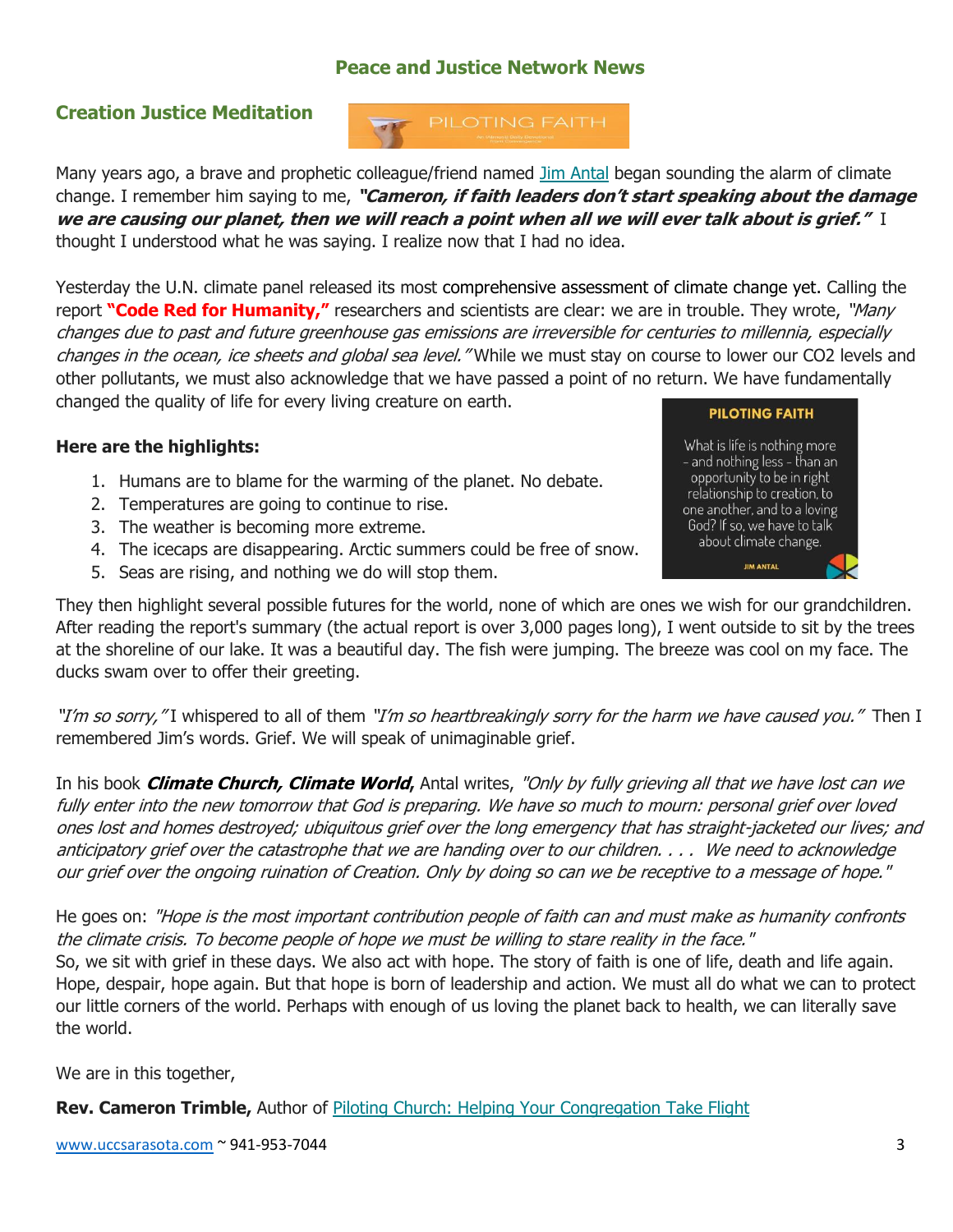## Peace and Justice Network News

### Creation Justice Meditation

Many years ago, a brave and prophetic colleague/friend named Jim Antal began sounding the alarm of climate change. I remember him saying to me, ***"Cameron, if faith leaders don't start speaking about the damage we are causing our planet, then we will reach a point when all we will ever talk about is grief."*** I thought I understood what he was saying. I realize now that I had no idea.

Yesterday the U.N. climate panel released its most comprehensive assessment of climate change yet. Calling the report **"Code Red for Humanity,"** researchers and scientists are clear: we are in trouble. They wrote, *"Many changes due to past and future greenhouse gas emissions are irreversible for centuries to millennia, especially changes in the ocean, ice sheets and global sea level."* While we must stay on course to lower our $CO_2$ levels and other pollutants, we must also acknowledge that we have passed a point of no return. We have fundamentally changed the quality of life for every living creature on earth.

**PILOTING FAITH**

What is life is nothing more – and nothing less – than an opportunity to be in right relationship to creation, to one another, and to a loving God? If so, we have to talk about climate change.

JIM ANTAL

**Here are the highlights:**

1. Humans are to blame for the warming of the planet. No debate.
2. Temperatures are going to continue to rise.
3. The weather is becoming more extreme.
4. The icecaps are disappearing. Arctic summers could be free of snow.
5. Seas are rising, and nothing we do will stop them.

They then highlight several possible futures for the world, none of which are ones we wish for our grandchildren. After reading the report's summary (the actual report is over 3,000 pages long), I went outside to sit by the trees at the shoreline of our lake. It was a beautiful day. The fish were jumping. The breeze was cool on my face. The ducks swam over to offer their greeting.

*"I'm so sorry,"* I whispered to all of them *"I'm so heartbreakingly sorry for the harm we have caused you."* Then I remembered Jim's words. Grief. We will speak of unimaginable grief.

In his book ***Climate Church, Climate World***, Antal writes, *"Only by fully grieving all that we have lost can we fully enter into the new tomorrow that God is preparing. We have so much to mourn: personal grief over loved ones lost and homes destroyed; ubiquitous grief over the long emergency that has straight-jacketed our lives; and anticipatory grief over the catastrophe that we are handing over to our children. . . . We need to acknowledge our grief over the ongoing ruination of Creation. Only by doing so can we be receptive to a message of hope."*

He goes on: *"Hope is the most important contribution people of faith can and must make as humanity confronts the climate crisis. To become people of hope we must be willing to stare reality in the face."*
So, we sit with grief in these days. We also act with hope. The story of faith is one of life, death and life again. Hope, despair, hope again. But that hope is born of leadership and action. We must all do what we can to protect our little corners of the world. Perhaps with enough of us loving the planet back to health, we can literally save the world.

We are in this together,

**Rev. Cameron Trimble,** Author of Piloting Church: Helping Your Congregation Take Flight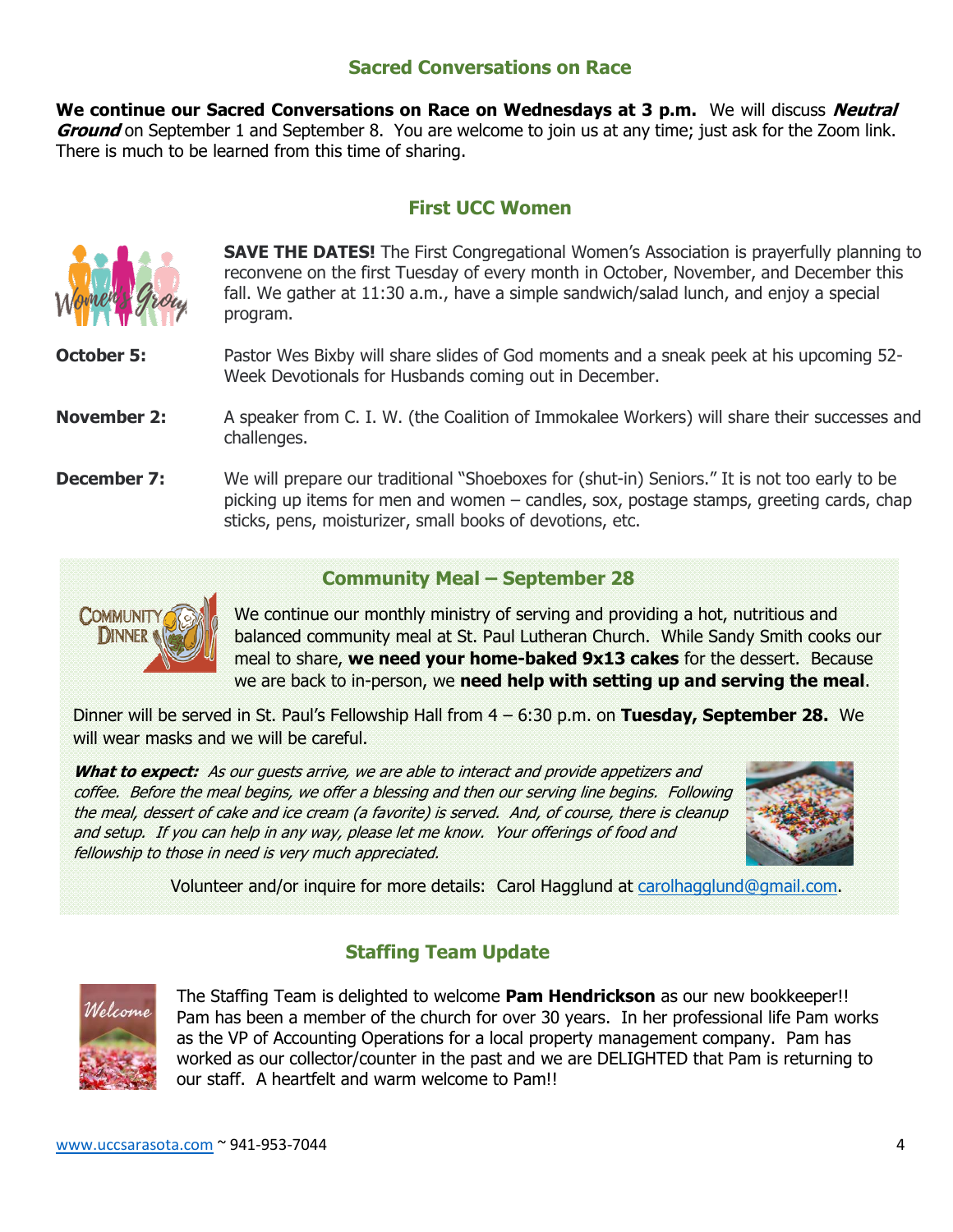## Sacred Conversations on Race

**We continue our Sacred Conversations on Race on Wednesdays at 3 p.m.** We will discuss ***Neutral Ground*** on September 1 and September 8. You are welcome to join us at any time; just ask for the Zoom link. There is much to be learned from this time of sharing.

## First UCC Women

**SAVE THE DATES!** The First Congregational Women's Association is prayerfully planning to reconvene on the first Tuesday of every month in October, November, and December this fall. We gather at 11:30 a.m., have a simple sandwich/salad lunch, and enjoy a special program.

**October 5:** Pastor Wes Bixby will share slides of God moments and a sneak peek at his upcoming 52-Week Devotionals for Husbands coming out in December.

**November 2:** A speaker from C. I. W. (the Coalition of Immokalee Workers) will share their successes and challenges.

**December 7:** We will prepare our traditional "Shoeboxes for (shut-in) Seniors." It is not too early to be picking up items for men and women – candles, sox, postage stamps, greeting cards, chap sticks, pens, moisturizer, small books of devotions, etc.

## Community Meal – September 28

We continue our monthly ministry of serving and providing a hot, nutritious and balanced community meal at St. Paul Lutheran Church. While Sandy Smith cooks our meal to share, **we need your home-baked 9x13 cakes** for the dessert. Because we are back to in-person, we **need help with setting up and serving the meal**.

Dinner will be served in St. Paul's Fellowship Hall from 4 – 6:30 p.m. on **Tuesday, September 28.** We will wear masks and we will be careful.

***What to expect:*** *As our guests arrive, we are able to interact and provide appetizers and coffee. Before the meal begins, we offer a blessing and then our serving line begins. Following the meal, dessert of cake and ice cream (a favorite) is served. And, of course, there is cleanup and setup. If you can help in any way, please let me know. Your offerings of food and fellowship to those in need is very much appreciated.*

Volunteer and/or inquire for more details: Carol Hagglund at carolhagglund@gmail.com.

## Staffing Team Update

The Staffing Team is delighted to welcome **Pam Hendrickson** as our new bookkeeper!! Pam has been a member of the church for over 30 years. In her professional life Pam works as the VP of Accounting Operations for a local property management company. Pam has worked as our collector/counter in the past and we are DELIGHTED that Pam is returning to our staff. A heartfelt and warm welcome to Pam!!

www.uccsarasota.com ~ 941-953-7044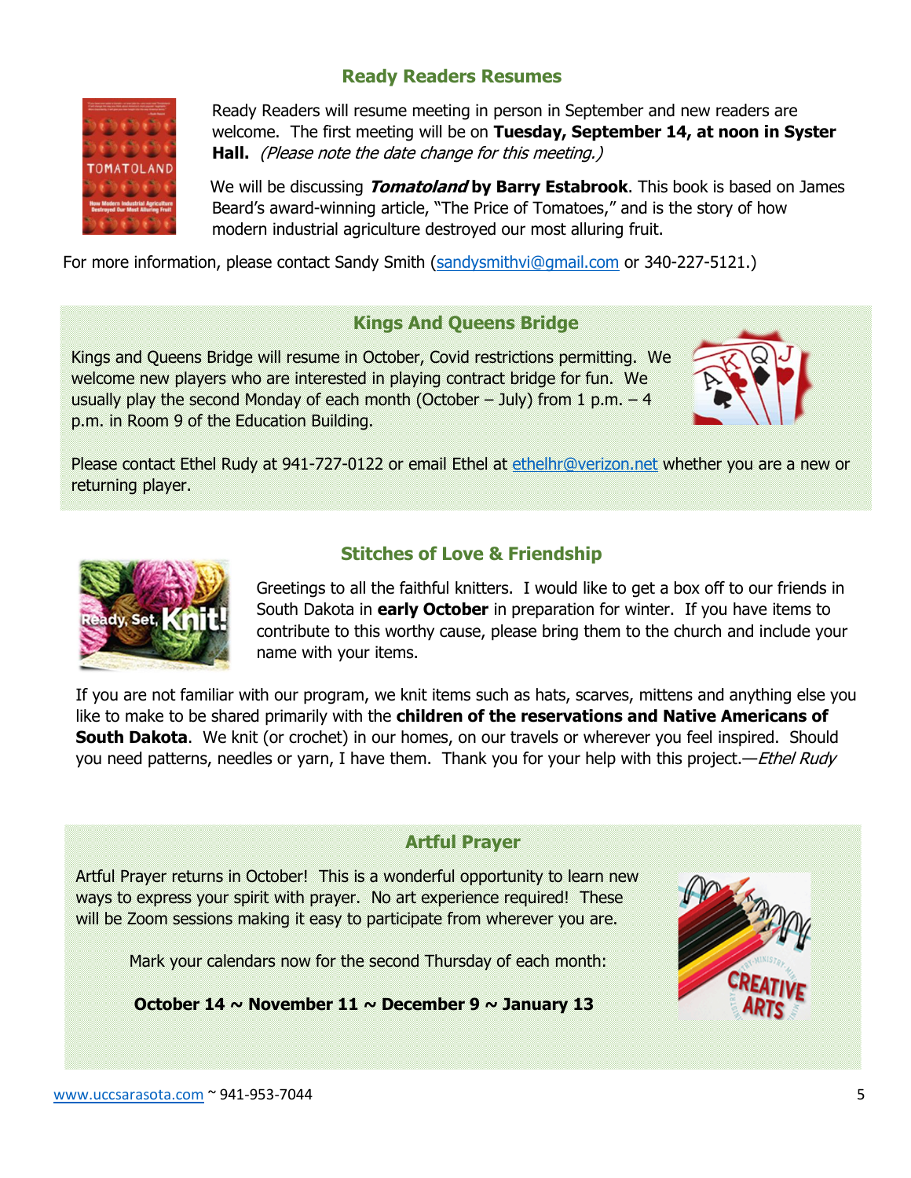## Ready Readers Resumes

Ready Readers will resume meeting in person in September and new readers are welcome. The first meeting will be on **Tuesday, September 14, at noon in Syster Hall.** *(Please note the date change for this meeting.)*

We will be discussing ***Tomatoland* by Barry Estabrook**. This book is based on James Beard's award-winning article, "The Price of Tomatoes," and is the story of how modern industrial agriculture destroyed our most alluring fruit.

For more information, please contact Sandy Smith (sandysmithvi@gmail.com or 340-227-5121.)

## Kings And Queens Bridge

Kings and Queens Bridge will resume in October, Covid restrictions permitting. We welcome new players who are interested in playing contract bridge for fun. We usually play the second Monday of each month (October – July) from 1 p.m. – 4 p.m. in Room 9 of the Education Building.

Please contact Ethel Rudy at 941-727-0122 or email Ethel at ethelhr@verizon.net whether you are a new or returning player.

## Stitches of Love & Friendship

Greetings to all the faithful knitters. I would like to get a box off to our friends in South Dakota in **early October** in preparation for winter. If you have items to contribute to this worthy cause, please bring them to the church and include your name with your items.

If you are not familiar with our program, we knit items such as hats, scarves, mittens and anything else you like to make to be shared primarily with the **children of the reservations and Native Americans of South Dakota**. We knit (or crochet) in our homes, on our travels or wherever you feel inspired. Should you need patterns, needles or yarn, I have them. Thank you for your help with this project.—*Ethel Rudy*

## Artful Prayer

Artful Prayer returns in October! This is a wonderful opportunity to learn new ways to express your spirit with prayer. No art experience required! These will be Zoom sessions making it easy to participate from wherever you are.

Mark your calendars now for the second Thursday of each month:

**October 14 ~ November 11 ~ December 9 ~ January 13**

www.uccsarasota.com ~ 941-953-7044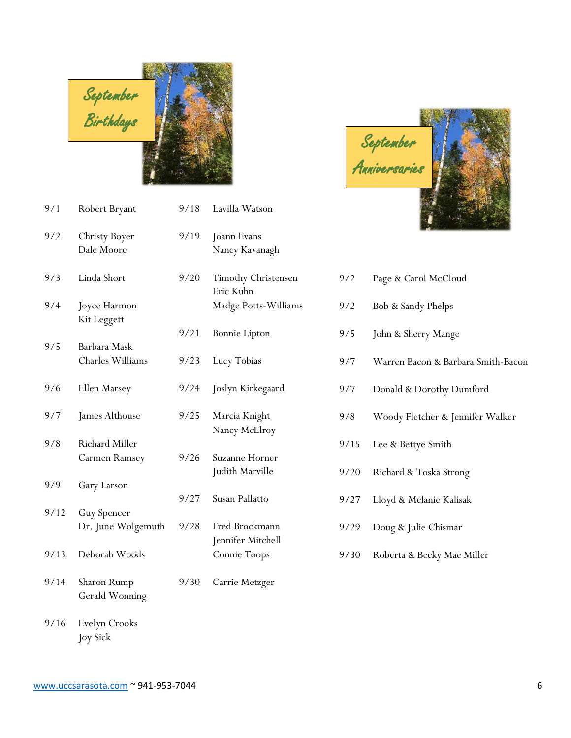## September Birthdays

| Date | Name |
|---|---|
| 9/1 | Robert Bryant |
| 9/2 | Christy Boyer<br>Dale Moore |
| 9/3 | Linda Short |
| 9/4 | Joyce Harmon<br>Kit Leggett |
| 9/5 | Barbara Mask<br>Charles Williams |
| 9/6 | Ellen Marsey |
| 9/7 | James Althouse |
| 9/8 | Richard Miller<br>Carmen Ramsey |
| 9/9 | Gary Larson |
| 9/12 | Guy Spencer<br>Dr. June Wolgemuth |
| 9/13 | Deborah Woods |
| 9/14 | Sharon Rump<br>Gerald Wonning |
| 9/16 | Evelyn Crooks<br>Joy Sick |
| 9/18 | Lavilla Watson |
| 9/19 | Joann Evans<br>Nancy Kavanagh |
| 9/20 | Timothy Christensen<br>Eric Kuhn<br>Madge Potts-Williams |
| 9/21 | Bonnie Lipton |
| 9/23 | Lucy Tobias |
| 9/24 | Joslyn Kirkegaard |
| 9/25 | Marcia Knight<br>Nancy McElroy |
| 9/26 | Suzanne Horner<br>Judith Marville |
| 9/27 | Susan Pallatto |
| 9/28 | Fred Brockmann<br>Jennifer Mitchell<br>Connie Toops |
| 9/30 | Carrie Metzger |

## September Anniversaries

| Date | Names |
|---|---|
| 9/2 | Page & Carol McCloud |
| 9/2 | Bob & Sandy Phelps |
| 9/5 | John & Sherry Mange |
| 9/7 | Warren Bacon & Barbara Smith-Bacon |
| 9/7 | Donald & Dorothy Dumford |
| 9/8 | Woody Fletcher & Jennifer Walker |
| 9/15 | Lee & Bettye Smith |
| 9/20 | Richard & Toska Strong |
| 9/27 | Lloyd & Melanie Kalisak |
| 9/29 | Doug & Julie Chismar |
| 9/30 | Roberta & Becky Mae Miller |

www.uccsarasota.com ~ 941-953-7044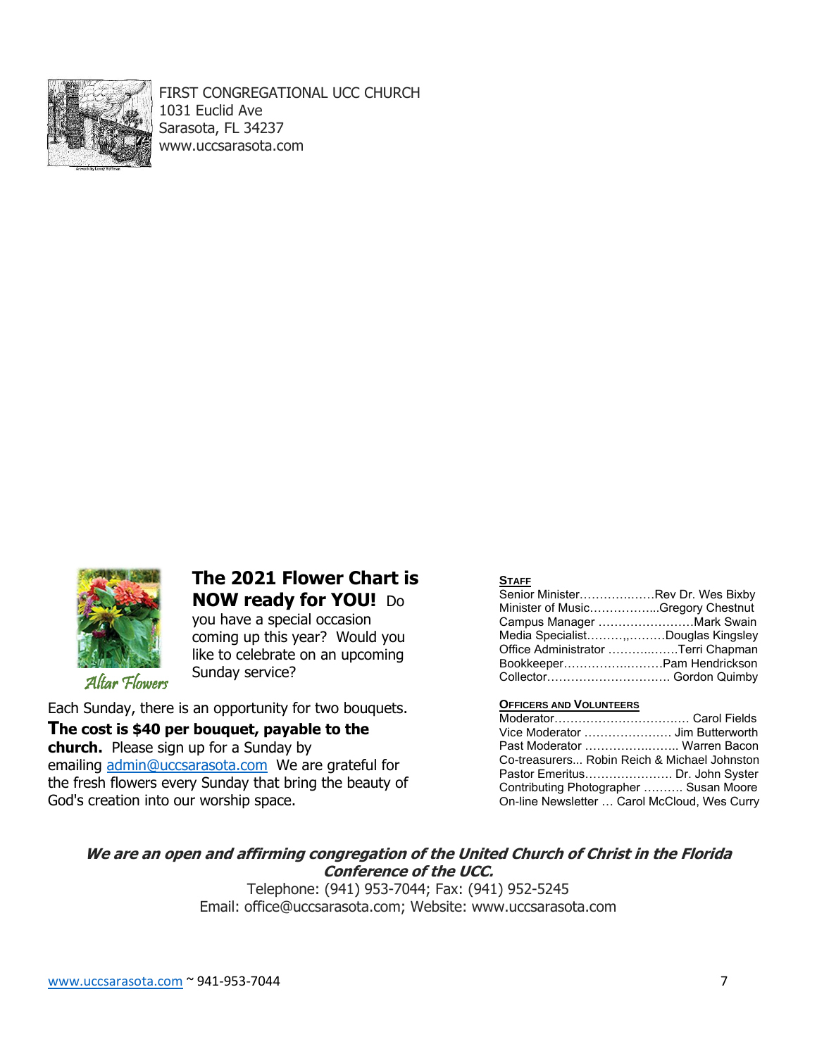FIRST CONGREGATIONAL UCC CHURCH
1031 Euclid Ave
Sarasota, FL 34237
www.uccsarasota.com

Altar Flowers

## The 2021 Flower Chart is NOW ready for YOU!

Do you have a special occasion coming up this year? Would you like to celebrate on an upcoming Sunday service?

Each Sunday, there is an opportunity for two bouquets. **The cost is $40 per bouquet, payable to the church.** Please sign up for a Sunday by emailing admin@uccsarasota.com We are grateful for the fresh flowers every Sunday that bring the beauty of God's creation into our worship space.

**STAFF**

Senior Minister………………Rev Dr. Wes Bixby
Minister of Music……………...Gregory Chestnut
Campus Manager ……………………Mark Swain
Media Specialist………,………Douglas Kingsley
Office Administrator ……….……Terri Chapman
Bookkeeper……………………Pam Hendrickson
Collector…………………………. Gordon Quimby

**OFFICERS AND VOLUNTEERS**

Moderator……………………………. Carol Fields
Vice Moderator …………………. Jim Butterworth
Past Moderator ………………….. Warren Bacon
Co-treasurers... Robin Reich & Michael Johnston
Pastor Emeritus…………………. Dr. John Syster
Contributing Photographer ………. Susan Moore
On-line Newsletter … Carol McCloud, Wes Curry

***We are an open and affirming congregation of the United Church of Christ in the Florida Conference of the UCC.***

Telephone: (941) 953-7044; Fax: (941) 952-5245
Email: office@uccsarasota.com; Website: www.uccsarasota.com